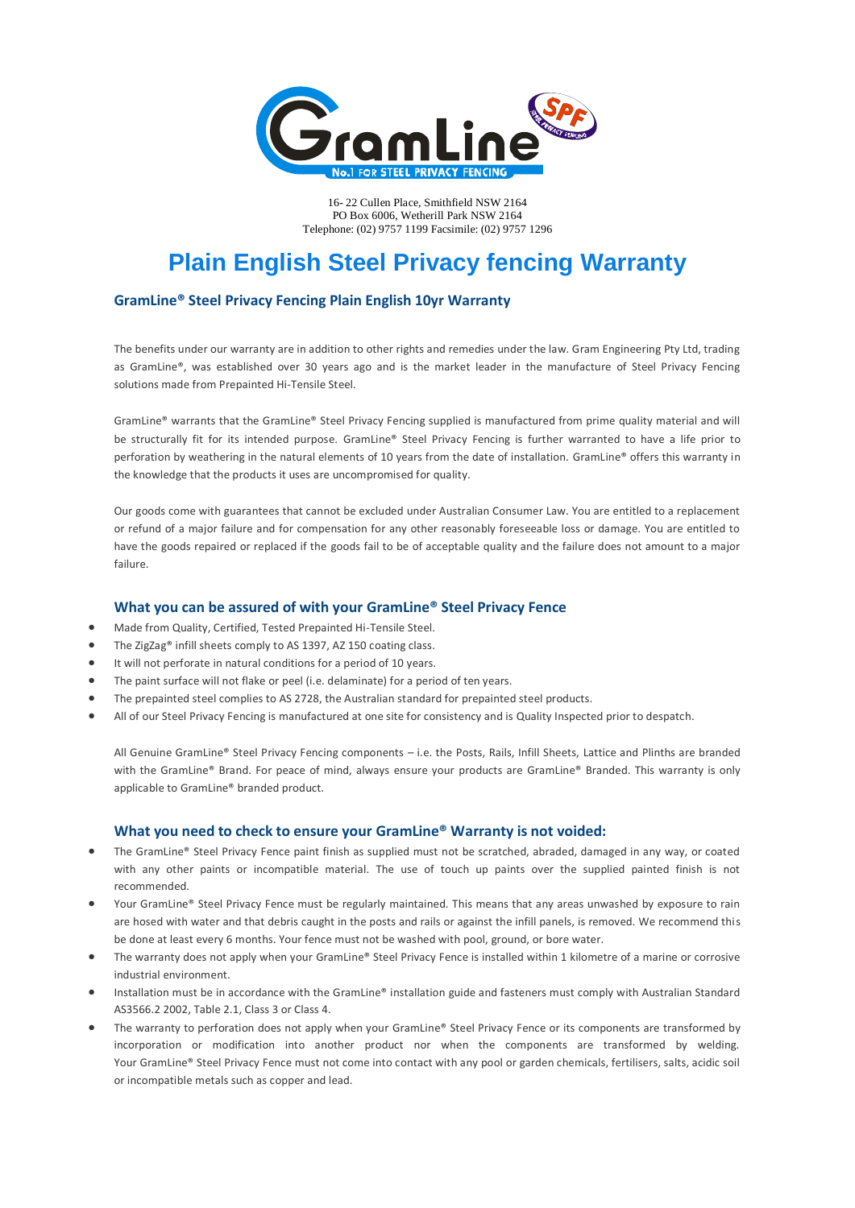16- 22 Cullen Place, Smithfield NSW 2164
PO Box 6006, Wetherill Park NSW 2164
Telephone: (02) 9757 1199 Facsimile: (02) 9757 1296

# Plain English Steel Privacy fencing Warranty

## GramLine® Steel Privacy Fencing Plain English 10yr Warranty

The benefits under our warranty are in addition to other rights and remedies under the law. Gram Engineering Pty Ltd, trading as GramLine®, was established over 30 years ago and is the market leader in the manufacture of Steel Privacy Fencing solutions made from Prepainted Hi-Tensile Steel.

GramLine® warrants that the GramLine® Steel Privacy Fencing supplied is manufactured from prime quality material and will be structurally fit for its intended purpose. GramLine® Steel Privacy Fencing is further warranted to have a life prior to perforation by weathering in the natural elements of 10 years from the date of installation. GramLine® offers this warranty in the knowledge that the products it uses are uncompromised for quality.

Our goods come with guarantees that cannot be excluded under Australian Consumer Law. You are entitled to a replacement or refund of a major failure and for compensation for any other reasonably foreseeable loss or damage. You are entitled to have the goods repaired or replaced if the goods fail to be of acceptable quality and the failure does not amount to a major failure.

### What you can be assured of with your GramLine® Steel Privacy Fence

- Made from Quality, Certified, Tested Prepainted Hi-Tensile Steel.
- The ZigZag® infill sheets comply to AS 1397, AZ 150 coating class.
- It will not perforate in natural conditions for a period of 10 years.
- The paint surface will not flake or peel (i.e. delaminate) for a period of ten years.
- The prepainted steel complies to AS 2728, the Australian standard for prepainted steel products.
- All of our Steel Privacy Fencing is manufactured at one site for consistency and is Quality Inspected prior to despatch.

All Genuine GramLine® Steel Privacy Fencing components – i.e. the Posts, Rails, Infill Sheets, Lattice and Plinths are branded with the GramLine® Brand. For peace of mind, always ensure your products are GramLine® Branded. This warranty is only applicable to GramLine® branded product.

### What you need to check to ensure your GramLine® Warranty is not voided:

- The GramLine® Steel Privacy Fence paint finish as supplied must not be scratched, abraded, damaged in any way, or coated with any other paints or incompatible material. The use of touch up paints over the supplied painted finish is not recommended.
- Your GramLine® Steel Privacy Fence must be regularly maintained. This means that any areas unwashed by exposure to rain are hosed with water and that debris caught in the posts and rails or against the infill panels, is removed. We recommend this be done at least every 6 months. Your fence must not be washed with pool, ground, or bore water.
- The warranty does not apply when your GramLine® Steel Privacy Fence is installed within 1 kilometre of a marine or corrosive industrial environment.
- Installation must be in accordance with the GramLine® installation guide and fasteners must comply with Australian Standard AS3566.2 2002, Table 2.1, Class 3 or Class 4.
- The warranty to perforation does not apply when your GramLine® Steel Privacy Fence or its components are transformed by incorporation or modification into another product nor when the components are transformed by welding. Your GramLine® Steel Privacy Fence must not come into contact with any pool or garden chemicals, fertilisers, salts, acidic soil or incompatible metals such as copper and lead.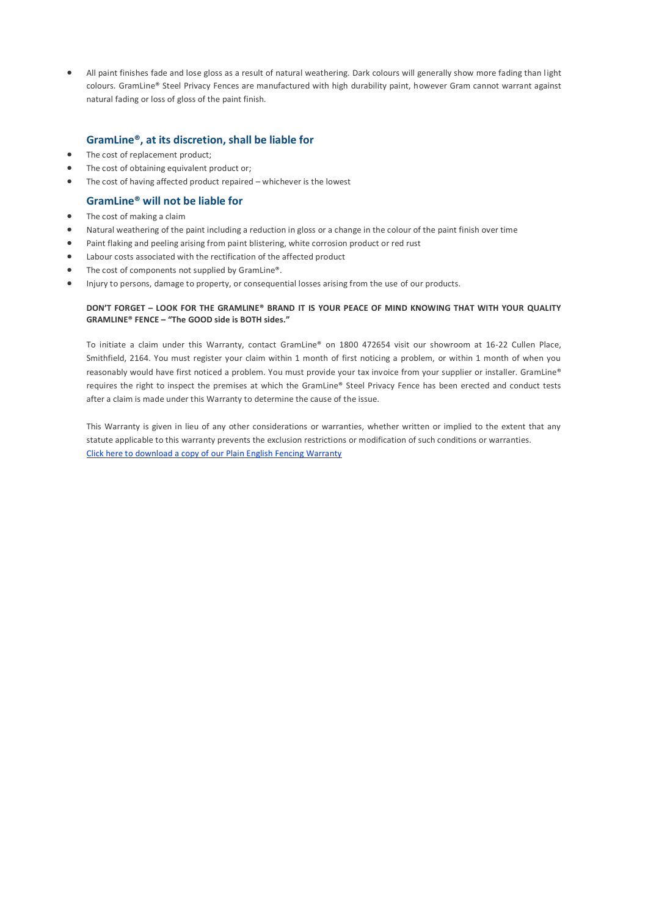- All paint finishes fade and lose gloss as a result of natural weathering. Dark colours will generally show more fading than light colours. GramLine® Steel Privacy Fences are manufactured with high durability paint, however Gram cannot warrant against natural fading or loss of gloss of the paint finish.

### GramLine®, at its discretion, shall be liable for

- The cost of replacement product;
- The cost of obtaining equivalent product or;
- The cost of having affected product repaired – whichever is the lowest

### GramLine® will not be liable for

- The cost of making a claim
- Natural weathering of the paint including a reduction in gloss or a change in the colour of the paint finish over time
- Paint flaking and peeling arising from paint blistering, white corrosion product or red rust
- Labour costs associated with the rectification of the affected product
- The cost of components not supplied by GramLine®.
- Injury to persons, damage to property, or consequential losses arising from the use of our products.

**DON'T FORGET – LOOK FOR THE GRAMLINE® BRAND IT IS YOUR PEACE OF MIND KNOWING THAT WITH YOUR QUALITY GRAMLINE® FENCE – "The GOOD side is BOTH sides."**

To initiate a claim under this Warranty, contact GramLine® on 1800 472654 visit our showroom at 16-22 Cullen Place, Smithfield, 2164. You must register your claim within 1 month of first noticing a problem, or within 1 month of when you reasonably would have first noticed a problem. You must provide your tax invoice from your supplier or installer. GramLine® requires the right to inspect the premises at which the GramLine® Steel Privacy Fence has been erected and conduct tests after a claim is made under this Warranty to determine the cause of the issue.

This Warranty is given in lieu of any other considerations or warranties, whether written or implied to the extent that any statute applicable to this warranty prevents the exclusion restrictions or modification of such conditions or warranties.
Click here to download a copy of our Plain English Fencing Warranty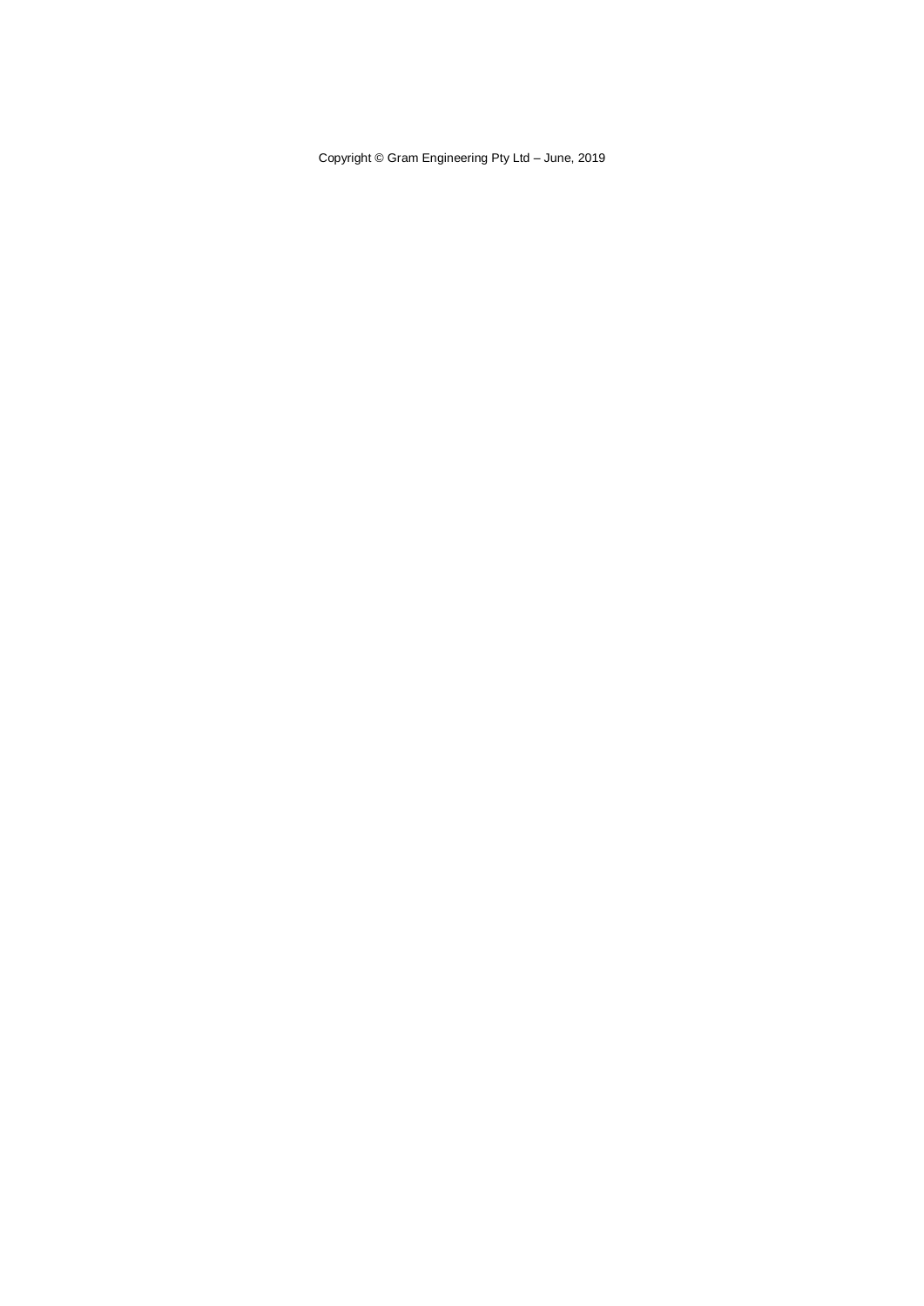Copyright © Gram Engineering Pty Ltd – June, 2019